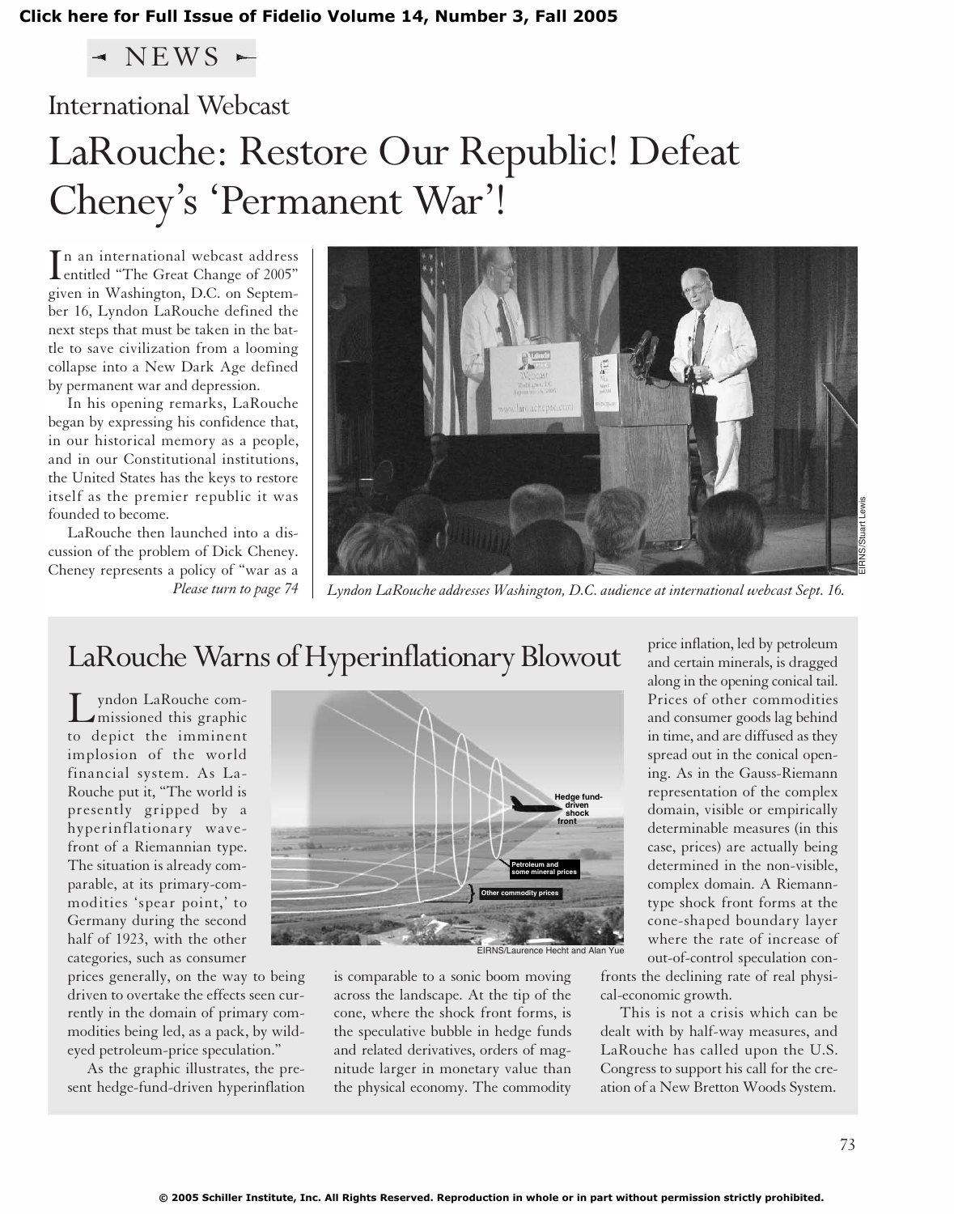NEWS

## International Webcast

# LaRouche: Restore Our Republic! Defeat Cheney's 'Permanent War'!

In an international webcast address entitled "The Great Change of 2005" given in Washington, D.C. on September 16, Lyndon LaRouche defined the next steps that must be taken in the battle to save civilization from a looming collapse into a New Dark Age defined by permanent war and depression.

In his opening remarks, LaRouche began by expressing his confidence that, in our historical memory as a people, and in our Constitutional institutions, the United States has the keys to restore itself as the premier republic it was founded to become.

LaRouche then launched into a discussion of the problem of Dick Cheney. Cheney represents a policy of "war as a

*Please turn to page 74*

*Lyndon LaRouche addresses Washington, D.C. audience at international webcast Sept. 16.*

## LaRouche Warns of Hyperinflationary Blowout

Lyndon LaRouche commissioned this graphic to depict the imminent implosion of the world financial system. As LaRouche put it, "The world is presently gripped by a hyperinflationary wavefront of a Riemannian type. The situation is already comparable, at its primary-commodities 'spear point,' to Germany during the second half of 1923, with the other categories, such as consumer prices generally, on the way to being driven to overtake the effects seen currently in the domain of primary commodities being led, as a pack, by wild-eyed petroleum-price speculation."

As the graphic illustrates, the present hedge-fund-driven hyperinflation is comparable to a sonic boom moving across the landscape. At the tip of the cone, where the shock front forms, is the speculative bubble in hedge funds and related derivatives, orders of magnitude larger in monetary value than the physical economy. The commodity price inflation, led by petroleum and certain minerals, is dragged along in the opening conical tail. Prices of other commodities and consumer goods lag behind in time, and are diffused as they spread out in the conical opening. As in the Gauss-Riemann representation of the complex domain, visible or empirically determinable measures (in this case, prices) are actually being determined in the non-visible, complex domain. A Riemann-type shock front forms at the cone-shaped boundary layer where the rate of increase of out-of-control speculation confronts the declining rate of real physical-economic growth.

This is not a crisis which can be dealt with by half-way measures, and LaRouche has called upon the U.S. Congress to support his call for the creation of a New Bretton Woods System.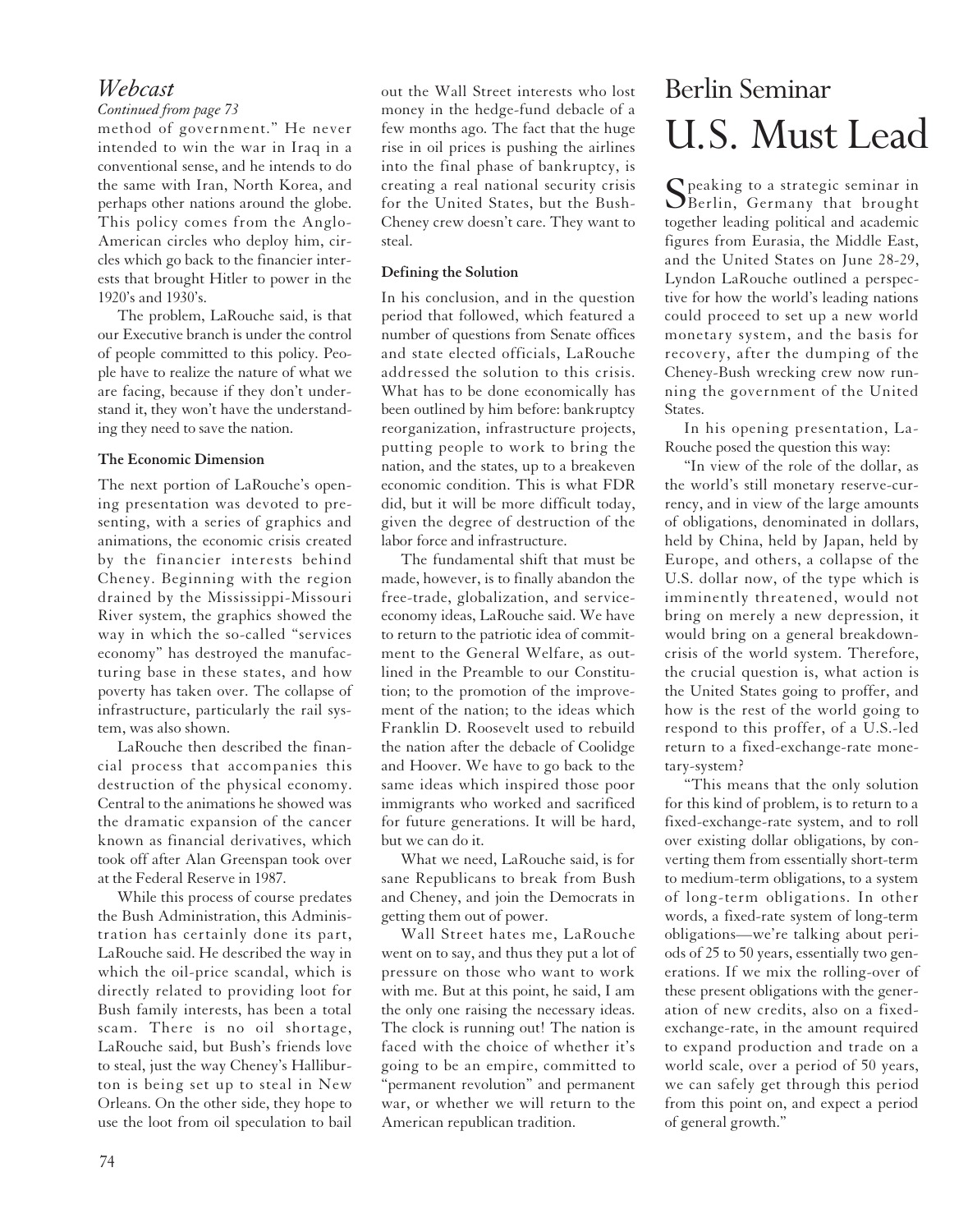## *Webcast*

*Continued from page 73*

method of government." He never intended to win the war in Iraq in a conventional sense, and he intends to do the same with Iran, North Korea, and perhaps other nations around the globe. This policy comes from the Anglo-American circles who deploy him, circles which go back to the financier interests that brought Hitler to power in the 1920's and 1930's.

The problem, LaRouche said, is that our Executive branch is under the control of people committed to this policy. People have to realize the nature of what we are facing, because if they don't understand it, they won't have the understanding they need to save the nation.

### The Economic Dimension

The next portion of LaRouche's opening presentation was devoted to presenting, with a series of graphics and animations, the economic crisis created by the financier interests behind Cheney. Beginning with the region drained by the Mississippi-Missouri River system, the graphics showed the way in which the so-called "services economy" has destroyed the manufacturing base in these states, and how poverty has taken over. The collapse of infrastructure, particularly the rail system, was also shown.

LaRouche then described the financial process that accompanies this destruction of the physical economy. Central to the animations he showed was the dramatic expansion of the cancer known as financial derivatives, which took off after Alan Greenspan took over at the Federal Reserve in 1987.

While this process of course predates the Bush Administration, this Administration has certainly done its part, LaRouche said. He described the way in which the oil-price scandal, which is directly related to providing loot for Bush family interests, has been a total scam. There is no oil shortage, LaRouche said, but Bush's friends love to steal, just the way Cheney's Halliburton is being set up to steal in New Orleans. On the other side, they hope to use the loot from oil speculation to bail out the Wall Street interests who lost money in the hedge-fund debacle of a few months ago. The fact that the huge rise in oil prices is pushing the airlines into the final phase of bankruptcy, is creating a real national security crisis for the United States, but the Bush-Cheney crew doesn't care. They want to steal.

### Defining the Solution

In his conclusion, and in the question period that followed, which featured a number of questions from Senate offices and state elected officials, LaRouche addressed the solution to this crisis. What has to be done economically has been outlined by him before: bankruptcy reorganization, infrastructure projects, putting people to work to bring the nation, and the states, up to a breakeven economic condition. This is what FDR did, but it will be more difficult today, given the degree of destruction of the labor force and infrastructure.

The fundamental shift that must be made, however, is to finally abandon the free-trade, globalization, and service-economy ideas, LaRouche said. We have to return to the patriotic idea of commitment to the General Welfare, as outlined in the Preamble to our Constitution; to the promotion of the improvement of the nation; to the ideas which Franklin D. Roosevelt used to rebuild the nation after the debacle of Coolidge and Hoover. We have to go back to the same ideas which inspired those poor immigrants who worked and sacrificed for future generations. It will be hard, but we can do it.

What we need, LaRouche said, is for sane Republicans to break from Bush and Cheney, and join the Democrats in getting them out of power.

Wall Street hates me, LaRouche went on to say, and thus they put a lot of pressure on those who want to work with me. But at this point, he said, I am the only one raising the necessary ideas. The clock is running out! The nation is faced with the choice of whether it's going to be an empire, committed to "permanent revolution" and permanent war, or whether we will return to the American republican tradition.

# Berlin Seminar
# U.S. Must Lead

Speaking to a strategic seminar in Berlin, Germany that brought together leading political and academic figures from Eurasia, the Middle East, and the United States on June 28-29, Lyndon LaRouche outlined a perspective for how the world's leading nations could proceed to set up a new world monetary system, and the basis for recovery, after the dumping of the Cheney-Bush wrecking crew now running the government of the United States.

In his opening presentation, LaRouche posed the question this way:

"In view of the role of the dollar, as the world's still monetary reserve-currency, and in view of the large amounts of obligations, denominated in dollars, held by China, held by Japan, held by Europe, and others, a collapse of the U.S. dollar now, of the type which is imminently threatened, would not bring on merely a new depression, it would bring on a general breakdown-crisis of the world system. Therefore, the crucial question is, what action is the United States going to proffer, and how is the rest of the world going to respond to this proffer, of a U.S.-led return to a fixed-exchange-rate monetary-system?

"This means that the only solution for this kind of problem, is to return to a fixed-exchange-rate system, and to roll over existing dollar obligations, by converting them from essentially short-term to medium-term obligations, to a system of long-term obligations. In other words, a fixed-rate system of long-term obligations—we're talking about periods of 25 to 50 years, essentially two generations. If we mix the rolling-over of these present obligations with the generation of new credits, also on a fixed-exchange-rate, in the amount required to expand production and trade on a world scale, over a period of 50 years, we can safely get through this period from this point on, and expect a period of general growth."